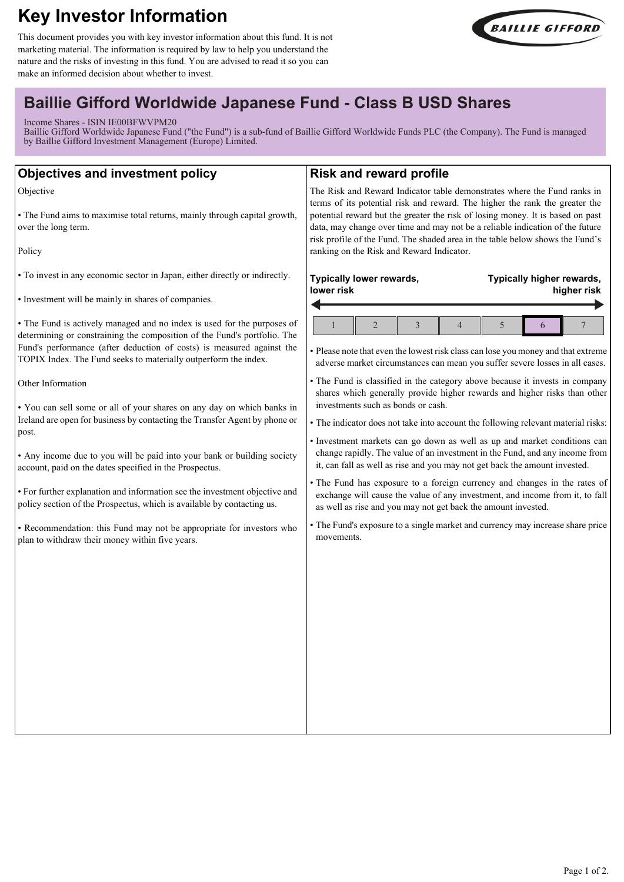# Key Investor Information

This document provides you with key investor information about this fund. It is not marketing material. The information is required by law to help you understand the nature and the risks of investing in this fund. You are advised to read it so you can make an informed decision about whether to invest.

BAILLIE GIFFORD

## Baillie Gifford Worldwide Japanese Fund - Class B USD Shares

Income Shares - ISIN IE00BFWVPM20

Baillie Gifford Worldwide Japanese Fund ("the Fund") is a sub-fund of Baillie Gifford Worldwide Funds PLC (the Company). The Fund is managed by Baillie Gifford Investment Management (Europe) Limited.

## Objectives and investment policy

Objective

- The Fund aims to maximise total returns, mainly through capital growth, over the long term.

Policy

- To invest in any economic sector in Japan, either directly or indirectly.
- Investment will be mainly in shares of companies.
- The Fund is actively managed and no index is used for the purposes of determining or constraining the composition of the Fund's portfolio. The Fund's performance (after deduction of costs) is measured against the TOPIX Index. The Fund seeks to materially outperform the index.

Other Information

- You can sell some or all of your shares on any day on which banks in Ireland are open for business by contacting the Transfer Agent by phone or post.
- Any income due to you will be paid into your bank or building society account, paid on the dates specified in the Prospectus.
- For further explanation and information see the investment objective and policy section of the Prospectus, which is available by contacting us.
- Recommendation: this Fund may not be appropriate for investors who plan to withdraw their money within five years.

## Risk and reward profile

The Risk and Reward Indicator table demonstrates where the Fund ranks in terms of its potential risk and reward. The higher the rank the greater the potential reward but the greater the risk of losing money. It is based on past data, may change over time and may not be a reliable indication of the future risk profile of the Fund. The shaded area in the table below shows the Fund's ranking on the Risk and Reward Indicator.

**Typically lower rewards, lower risk** — **Typically higher rewards, higher risk**

| 1 | 2 | 3 | 4 | 5 | **6** | 7 |
|---|---|---|---|---|---|---|

- Please note that even the lowest risk class can lose you money and that extreme adverse market circumstances can mean you suffer severe losses in all cases.
- The Fund is classified in the category above because it invests in company shares which generally provide higher rewards and higher risks than other investments such as bonds or cash.
- The indicator does not take into account the following relevant material risks:
- Investment markets can go down as well as up and market conditions can change rapidly. The value of an investment in the Fund, and any income from it, can fall as well as rise and you may not get back the amount invested.
- The Fund has exposure to a foreign currency and changes in the rates of exchange will cause the value of any investment, and income from it, to fall as well as rise and you may not get back the amount invested.
- The Fund's exposure to a single market and currency may increase share price movements.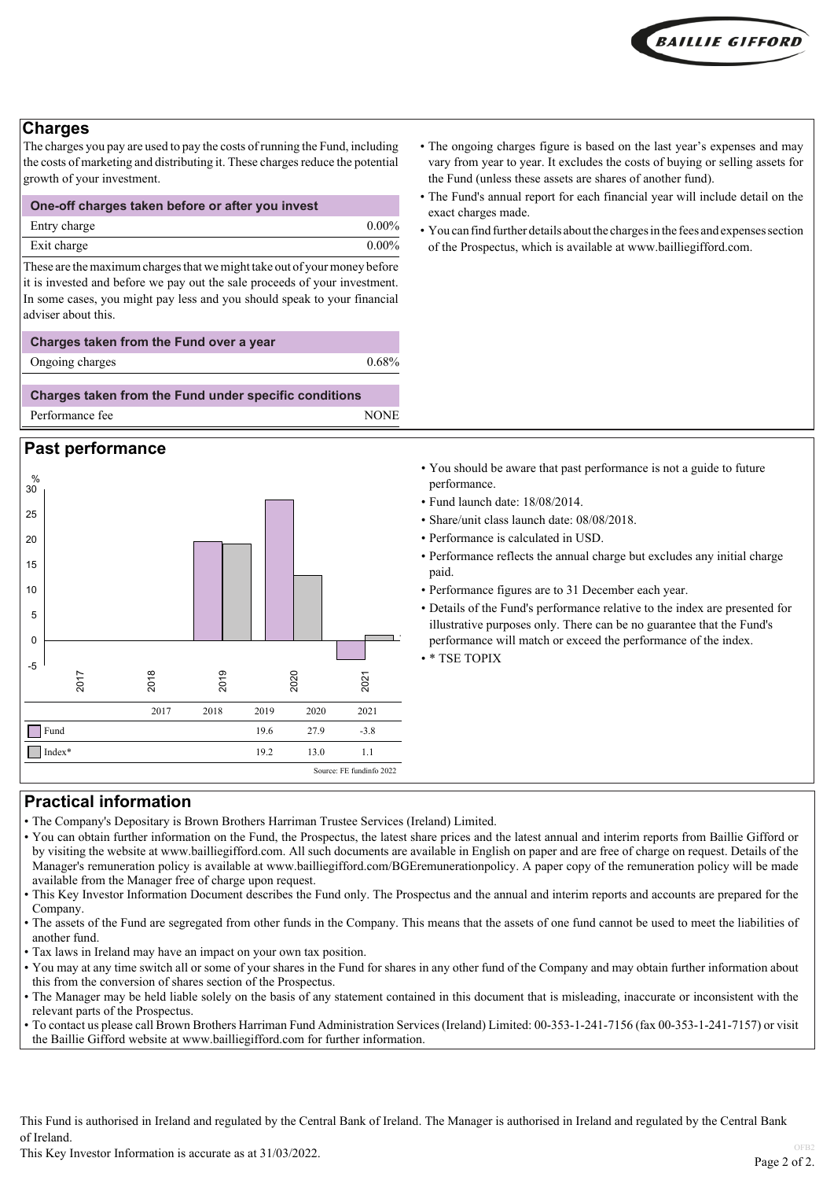## Charges

The charges you pay are used to pay the costs of running the Fund, including the costs of marketing and distributing it. These charges reduce the potential growth of your investment.

| One-off charges taken before or after you invest | |
|---|---|
| Entry charge | 0.00% |
| Exit charge | 0.00% |

These are the maximum charges that we might take out of your money before it is invested and before we pay out the sale proceeds of your investment. In some cases, you might pay less and you should speak to your financial adviser about this.

| Charges taken from the Fund over a year | |
|---|---|
| Ongoing charges | 0.68% |

| Charges taken from the Fund under specific conditions | |
|---|---|
| Performance fee | NONE |

- The ongoing charges figure is based on the last year's expenses and may vary from year to year. It excludes the costs of buying or selling assets for the Fund (unless these assets are shares of another fund).
- The Fund's annual report for each financial year will include detail on the exact charges made.
- You can find further details about the charges in the fees and expenses section of the Prospectus, which is available at www.bailliegifford.com.

## Past performance

%
30
25
20
15
10
5
0
-5
2017
2018
2019
2020
2021

| | 2017 | 2018 | 2019 | 2020 | 2021 |
|---|---|---|---|---|---|
| Fund | | | 19.6 | 27.9 | -3.8 |
| Index* | | | 19.2 | 13.0 | 1.1 |

Source: FE fundinfo 2022

- You should be aware that past performance is not a guide to future performance.
- Fund launch date: 18/08/2014.
- Share/unit class launch date: 08/08/2018.
- Performance is calculated in USD.
- Performance reflects the annual charge but excludes any initial charge paid.
- Performance figures are to 31 December each year.
- Details of the Fund's performance relative to the index are presented for illustrative purposes only. There can be no guarantee that the Fund's performance will match or exceed the performance of the index.
- * TSE TOPIX

## Practical information

- The Company's Depositary is Brown Brothers Harriman Trustee Services (Ireland) Limited.
- You can obtain further information on the Fund, the Prospectus, the latest share prices and the latest annual and interim reports from Baillie Gifford or by visiting the website at www.bailliegifford.com. All such documents are available in English on paper and are free of charge on request. Details of the Manager's remuneration policy is available at www.bailliegifford.com/BGEremunerationpolicy. A paper copy of the remuneration policy will be made available from the Manager free of charge upon request.
- This Key Investor Information Document describes the Fund only. The Prospectus and the annual and interim reports and accounts are prepared for the Company.
- The assets of the Fund are segregated from other funds in the Company. This means that the assets of one fund cannot be used to meet the liabilities of another fund.
- Tax laws in Ireland may have an impact on your own tax position.
- You may at any time switch all or some of your shares in the Fund for shares in any other fund of the Company and may obtain further information about this from the conversion of shares section of the Prospectus.
- The Manager may be held liable solely on the basis of any statement contained in this document that is misleading, inaccurate or inconsistent with the relevant parts of the Prospectus.
- To contact us please call Brown Brothers Harriman Fund Administration Services (Ireland) Limited: 00-353-1-241-7156 (fax 00-353-1-241-7157) or visit the Baillie Gifford website at www.bailliegifford.com for further information.

This Fund is authorised in Ireland and regulated by the Central Bank of Ireland. The Manager is authorised in Ireland and regulated by the Central Bank of Ireland.

This Key Investor Information is accurate as at 31/03/2022.